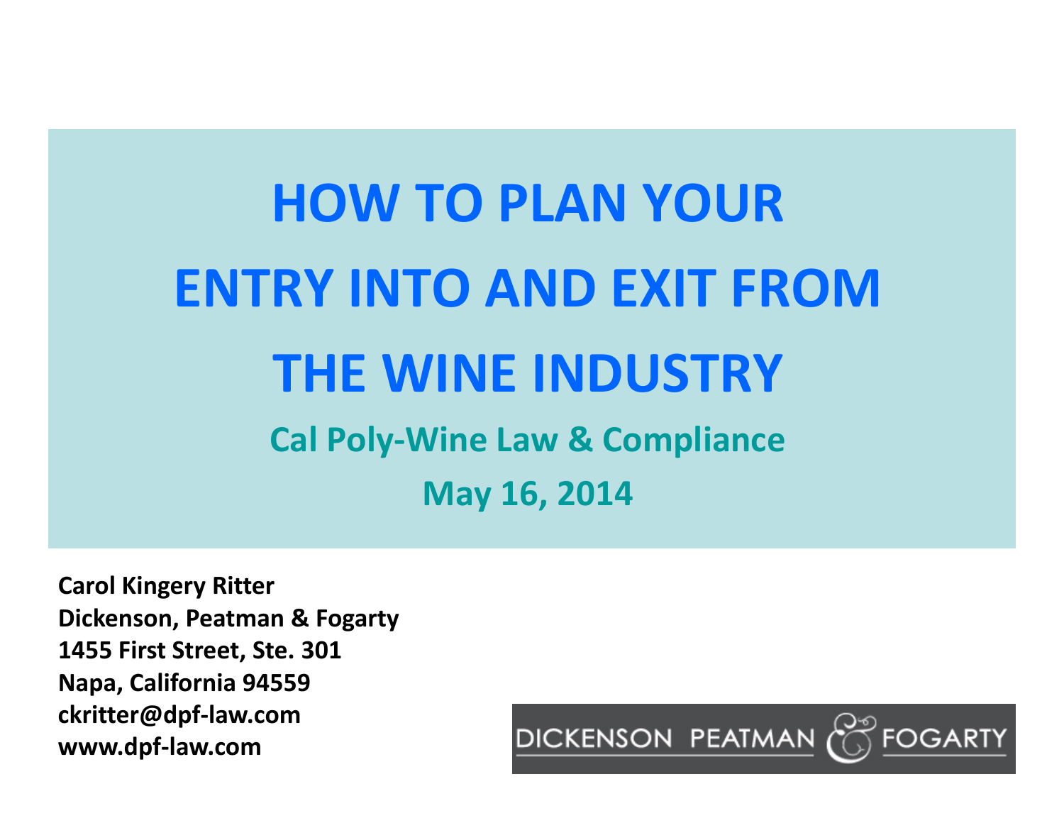# HOW TO PLAN YOUR ENTRY INTO AND EXIT FROM THE WINE INDUSTRY

## Cal Poly-Wine Law & Compliance

## May 16, 2014

**Carol Kingery Ritter**
**Dickenson, Peatman & Fogarty**
**1455 First Street, Ste. 301**
**Napa, California 94559**
**ckritter@dpf-law.com**
**www.dpf-law.com**

DICKENSON PEATMAN & FOGARTY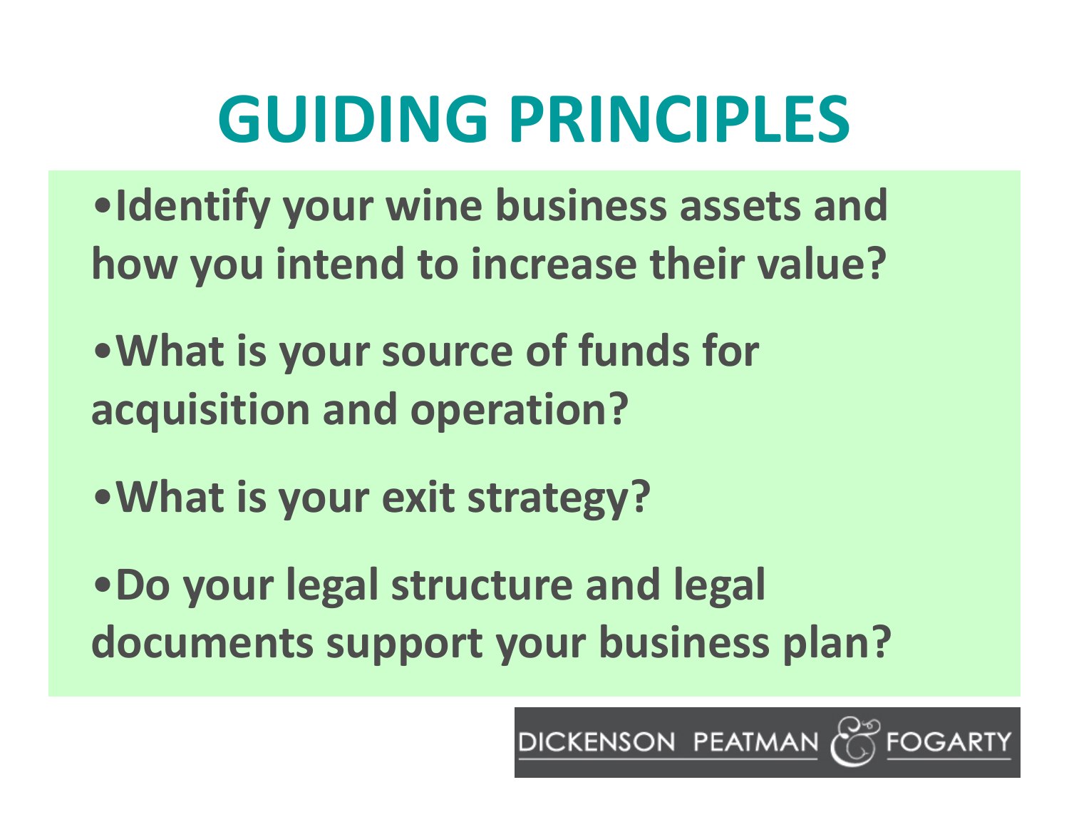# GUIDING PRINCIPLES

- Identify your wine business assets and how you intend to increase their value?
- What is your source of funds for acquisition and operation?
- What is your exit strategy?
- Do your legal structure and legal documents support your business plan?

DICKENSON PEATMAN & FOGARTY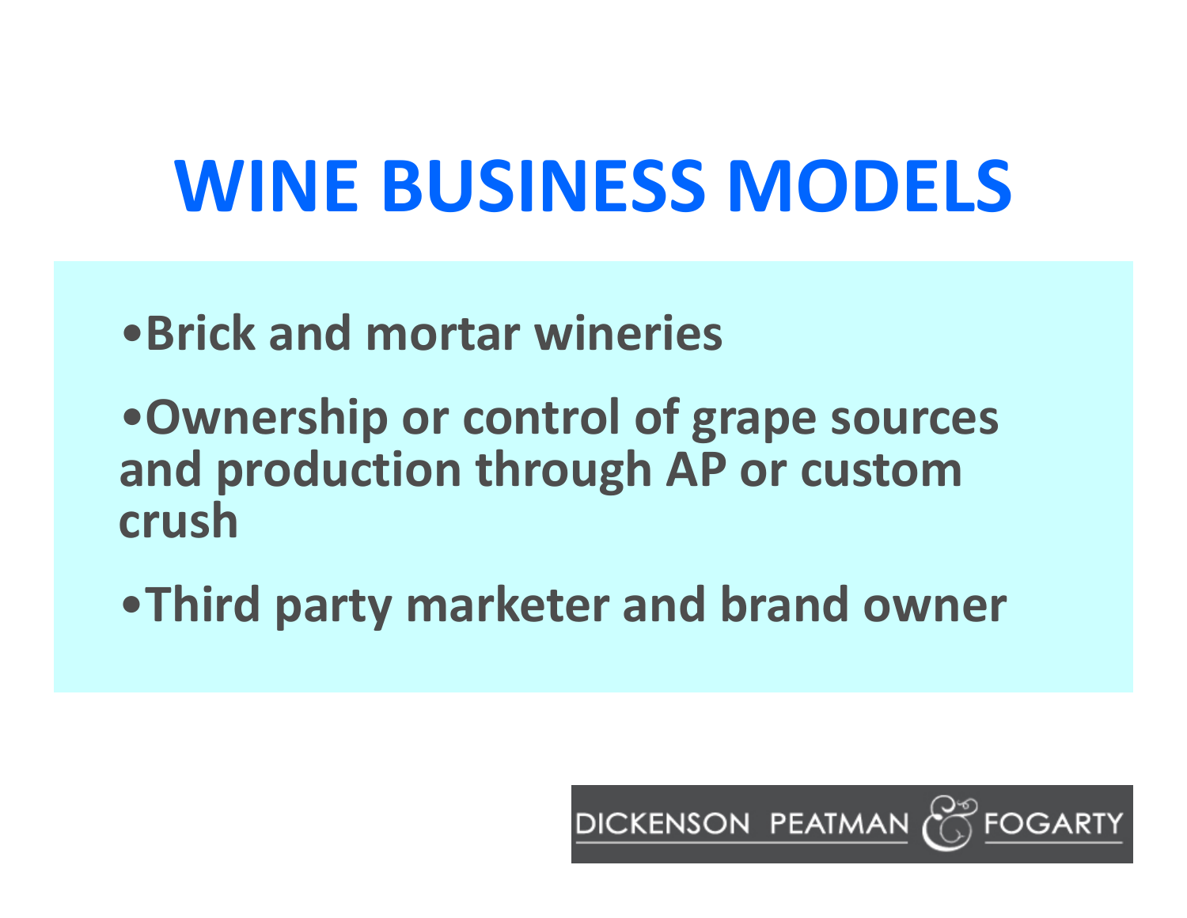# WINE BUSINESS MODELS

- Brick and mortar wineries
- Ownership or control of grape sources and production through AP or custom crush
- Third party marketer and brand owner

DICKENSON PEATMAN & FOGARTY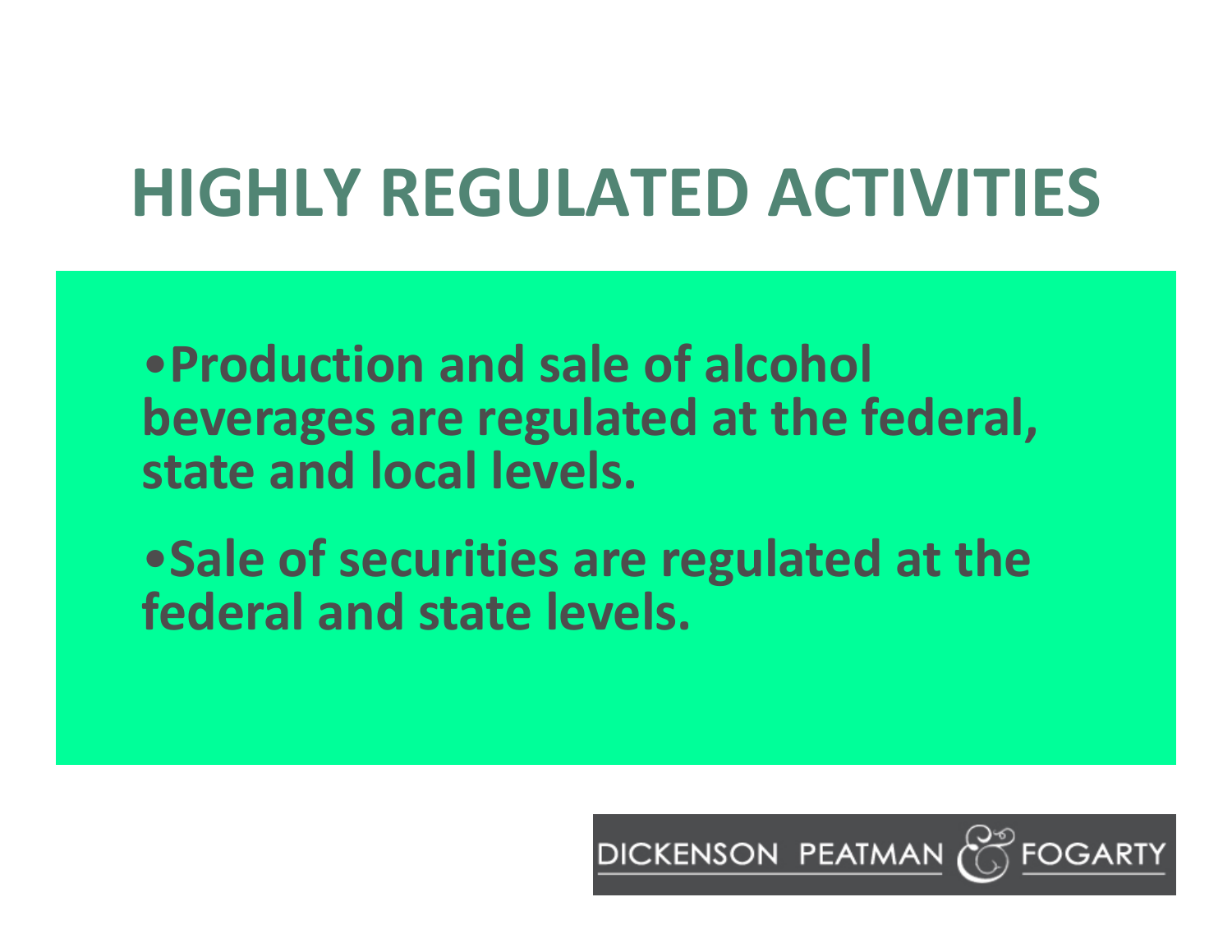# HIGHLY REGULATED ACTIVITIES

- **Production and sale of alcohol beverages are regulated at the federal, state and local levels.**
- **Sale of securities are regulated at the federal and state levels.**

DICKENSON PEATMAN & FOGARTY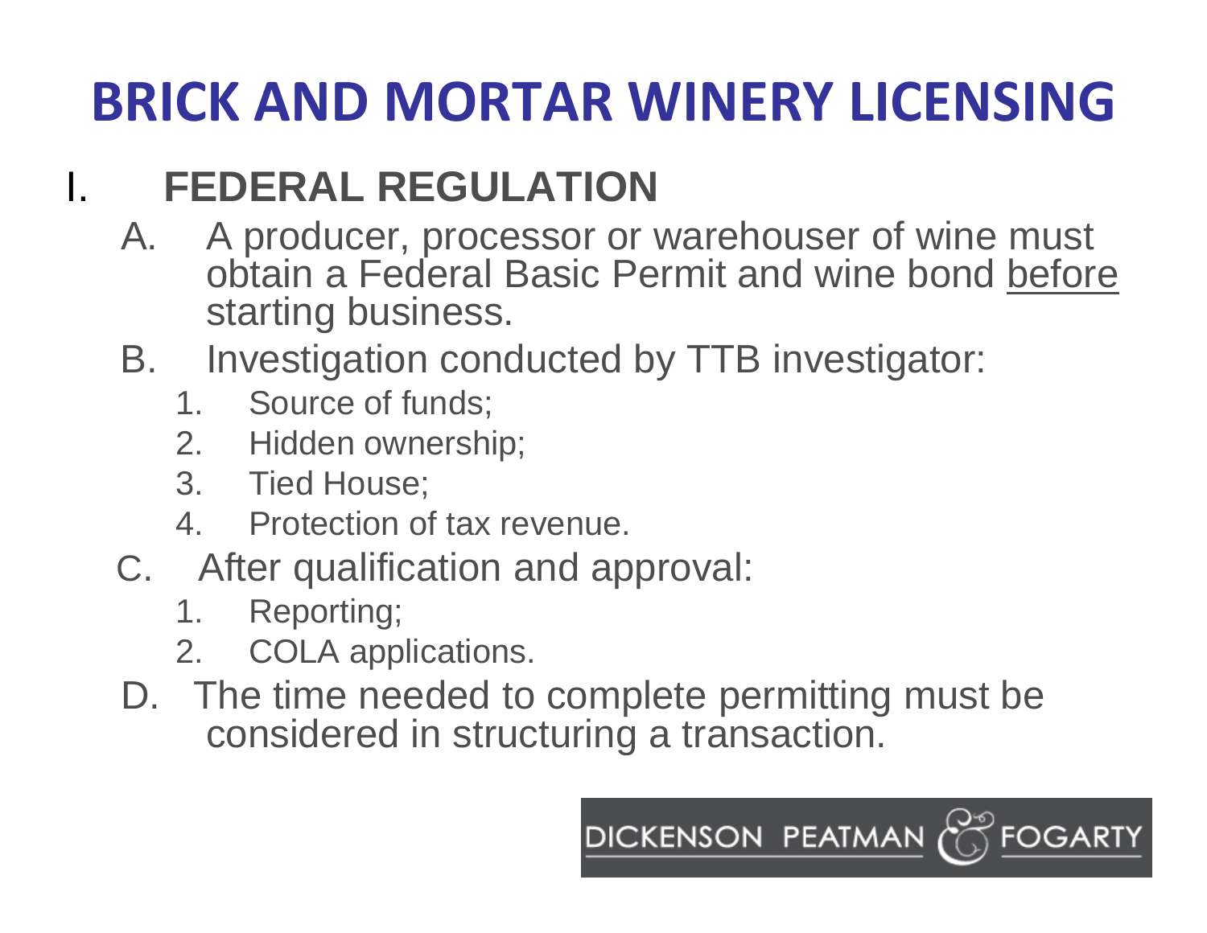# BRICK AND MORTAR WINERY LICENSING

## I. FEDERAL REGULATION

A. A producer, processor or warehouser of wine must obtain a Federal Basic Permit and wine bond <u>before</u> starting business.

B. Investigation conducted by TTB investigator:

1. Source of funds;
2. Hidden ownership;
3. Tied House;
4. Protection of tax revenue.

C. After qualification and approval:

1. Reporting;
2. COLA applications.

D. The time needed to complete permitting must be considered in structuring a transaction.

DICKENSON PEATMAN & FOGARTY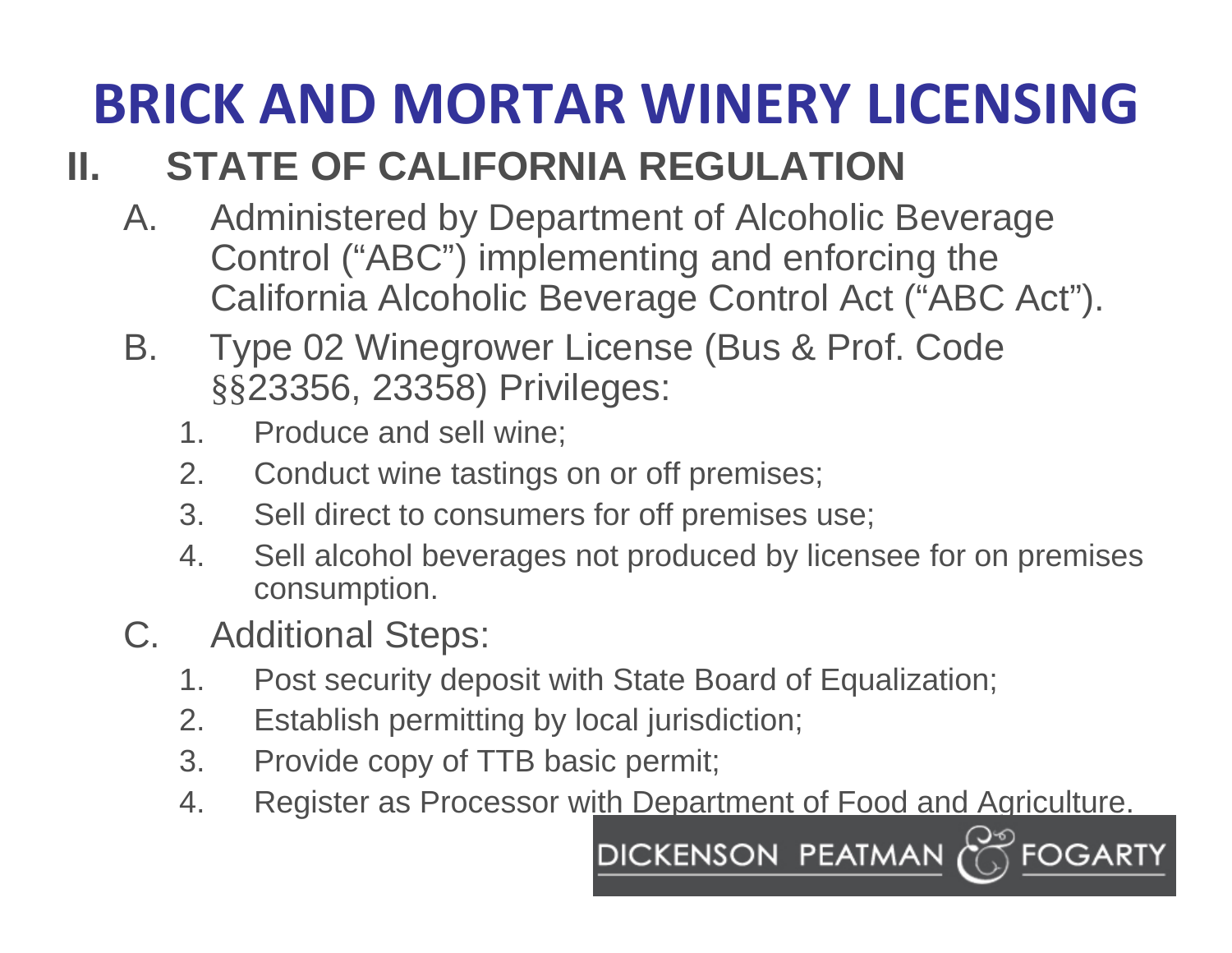# BRICK AND MORTAR WINERY LICENSING

## II. STATE OF CALIFORNIA REGULATION

A. Administered by Department of Alcoholic Beverage Control ("ABC") implementing and enforcing the California Alcoholic Beverage Control Act ("ABC Act").

B. Type 02 Winegrower License (Bus & Prof. Code §§23356, 23358) Privileges:

1. Produce and sell wine;
2. Conduct wine tastings on or off premises;
3. Sell direct to consumers for off premises use;
4. Sell alcohol beverages not produced by licensee for on premises consumption.

C. Additional Steps:

1. Post security deposit with State Board of Equalization;
2. Establish permitting by local jurisdiction;
3. Provide copy of TTB basic permit;
4. Register as Processor with Department of Food and Agriculture.

DICKENSON PEATMAN & FOGARTY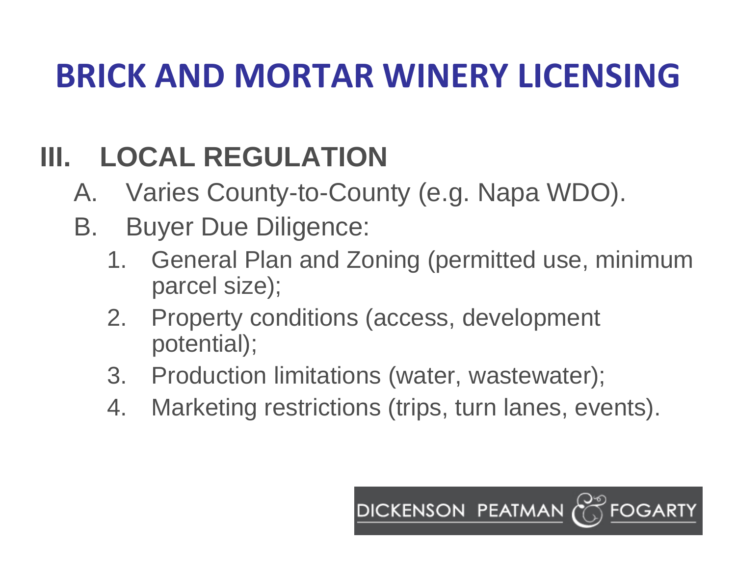# BRICK AND MORTAR WINERY LICENSING

## III. LOCAL REGULATION

A. Varies County-to-County (e.g. Napa WDO).

B. Buyer Due Diligence:

1. General Plan and Zoning (permitted use, minimum parcel size);
2. Property conditions (access, development potential);
3. Production limitations (water, wastewater);
4. Marketing restrictions (trips, turn lanes, events).

DICKENSON PEATMAN & FOGARTY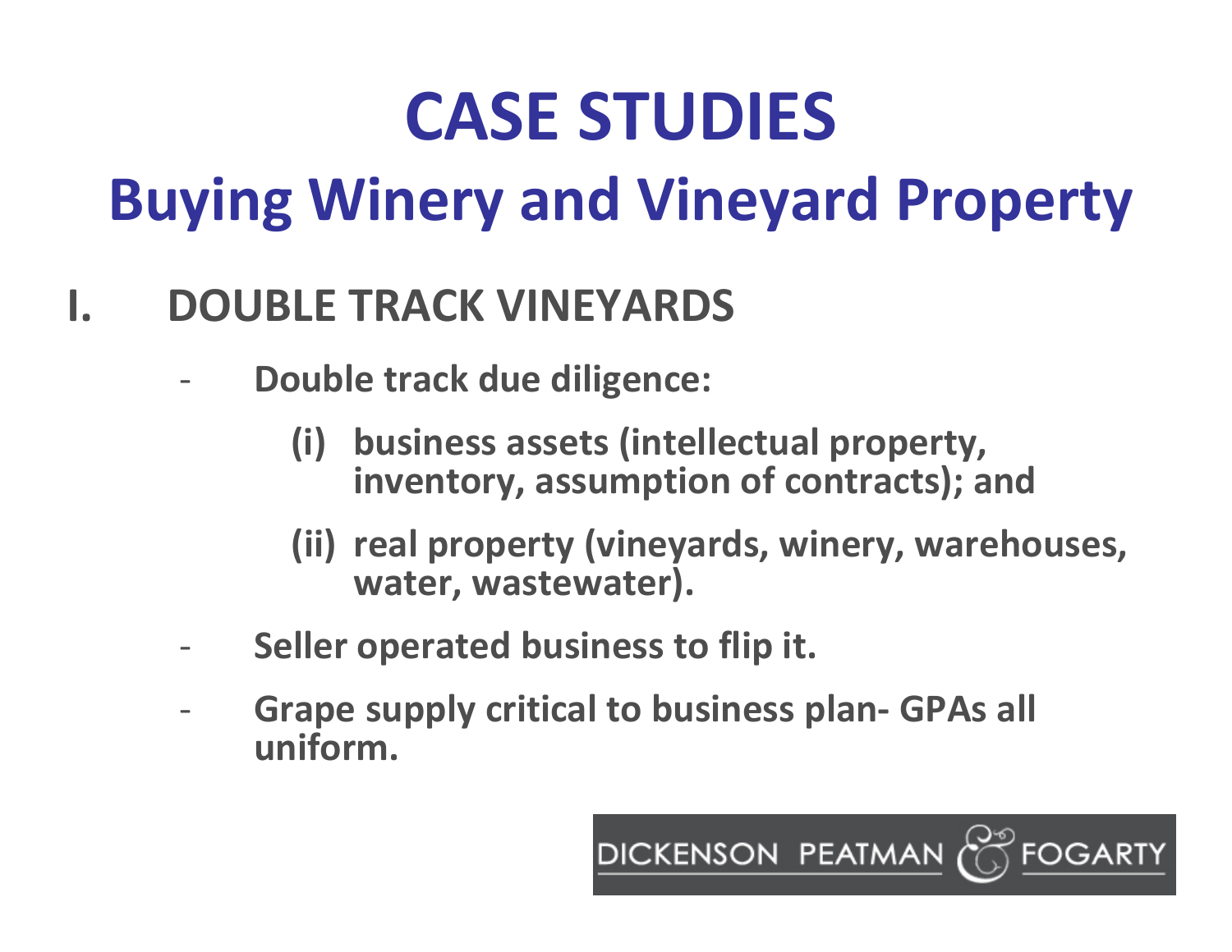# CASE STUDIES

## Buying Winery and Vineyard Property

### I. DOUBLE TRACK VINEYARDS

- **Double track due diligence:**
  - **(i) business assets (intellectual property, inventory, assumption of contracts); and**
  - **(ii) real property (vineyards, winery, warehouses, water, wastewater).**
- **Seller operated business to flip it.**
- **Grape supply critical to business plan- GPAs all uniform.**

DICKENSON PEATMAN & FOGARTY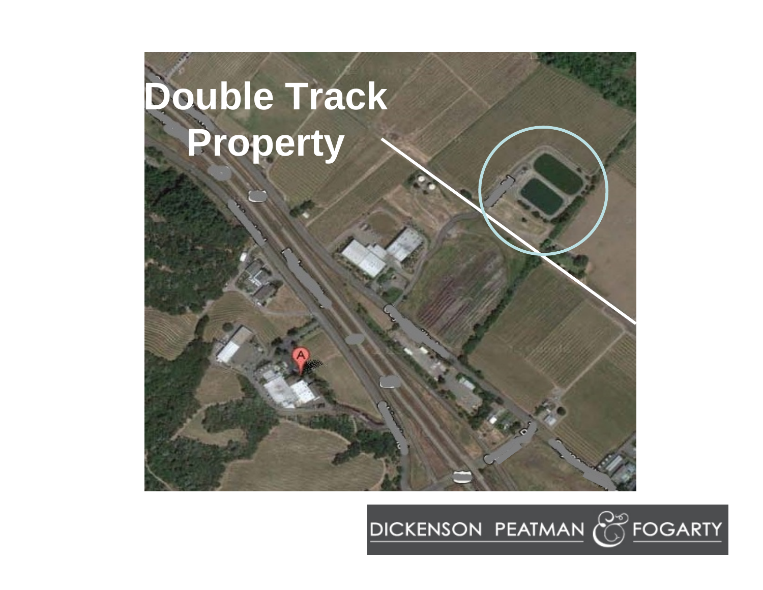# Double Track Property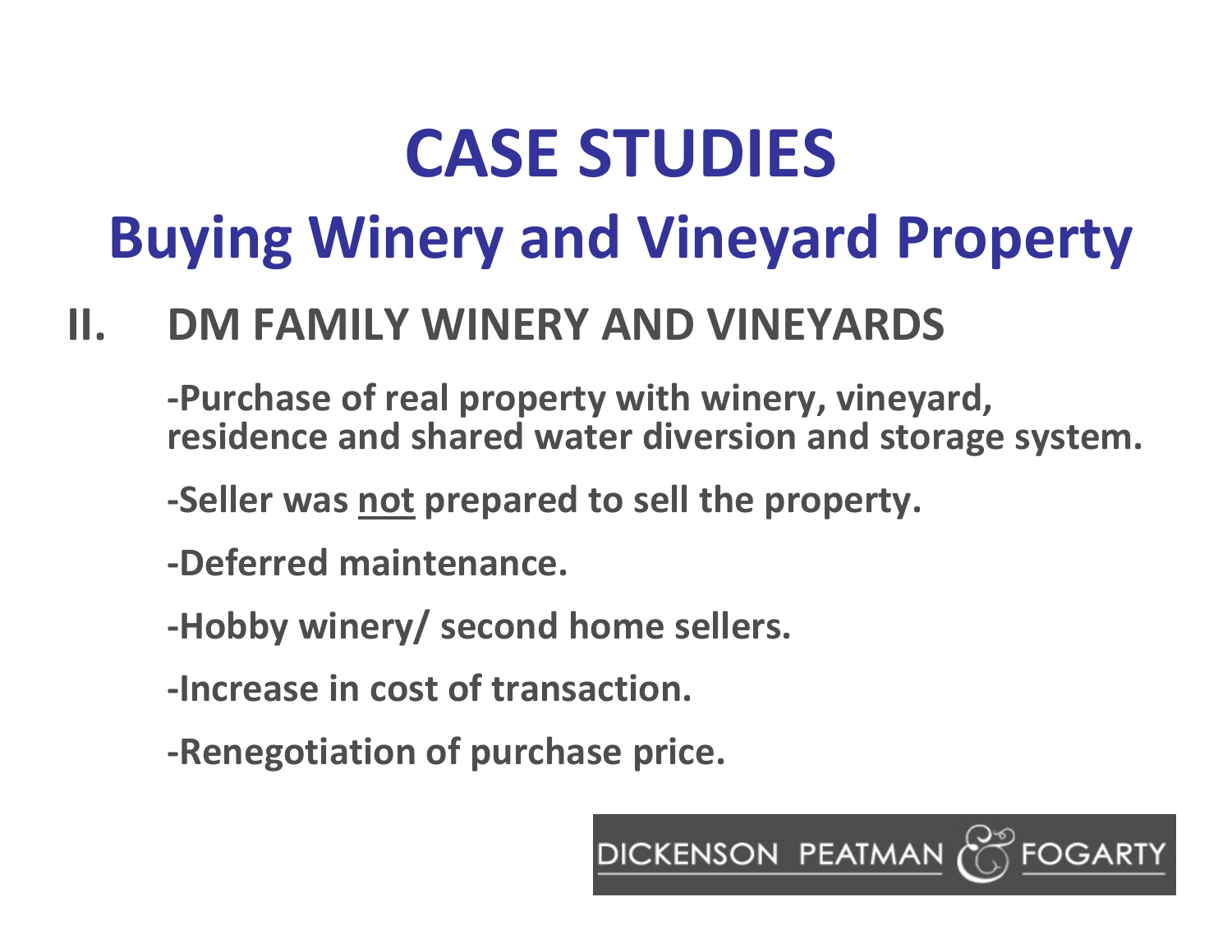# CASE STUDIES

## Buying Winery and Vineyard Property

### II. DM FAMILY WINERY AND VINEYARDS

**-Purchase of real property with winery, vineyard, residence and shared water diversion and storage system.**

**-Seller was <u>not</u> prepared to sell the property.**

**-Deferred maintenance.**

**-Hobby winery/ second home sellers.**

**-Increase in cost of transaction.**

**-Renegotiation of purchase price.**

DICKENSON PEATMAN & FOGARTY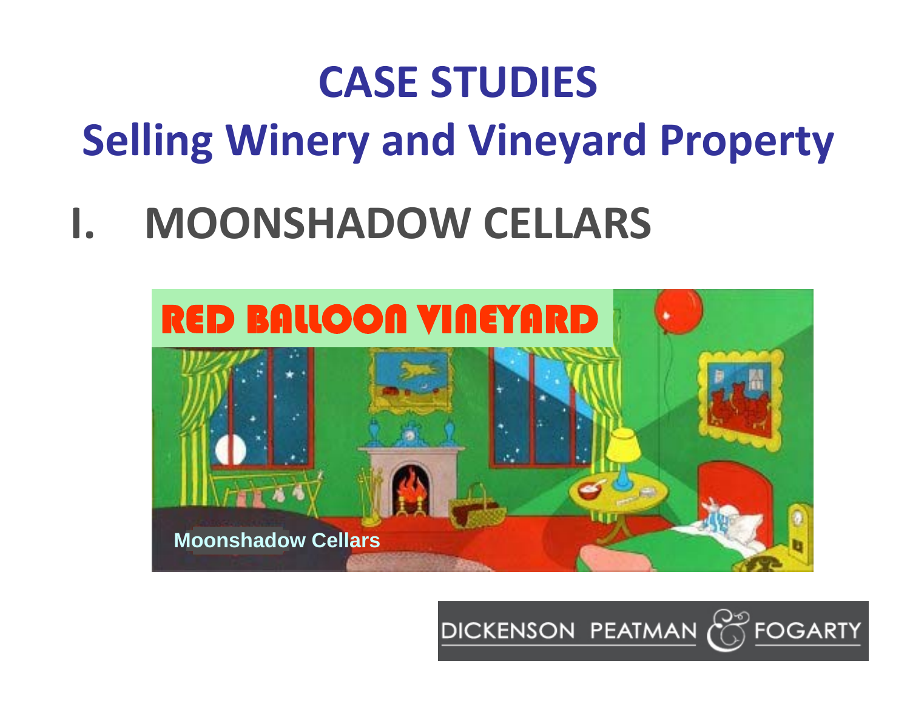# CASE STUDIES

## Selling Winery and Vineyard Property

## I. MOONSHADOW CELLARS

RED BALLOON VINEYARD

Moonshadow Cellars

DICKENSON PEATMAN & FOGARTY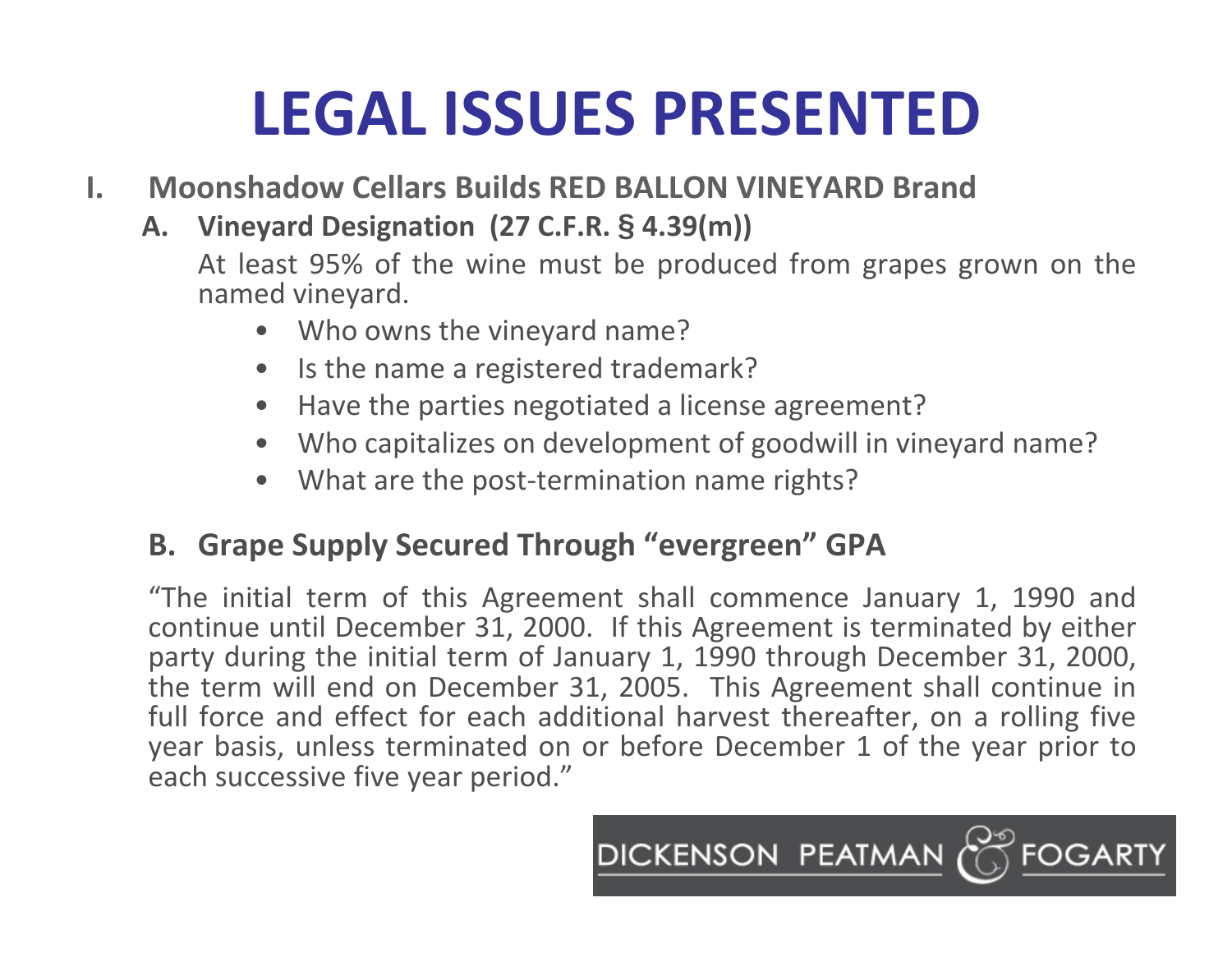# LEGAL ISSUES PRESENTED

**I. Moonshadow Cellars Builds RED BALLON VINEYARD Brand**

**A. Vineyard Designation (27 C.F.R. § 4.39(m))**

At least 95% of the wine must be produced from grapes grown on the named vineyard.

- Who owns the vineyard name?
- Is the name a registered trademark?
- Have the parties negotiated a license agreement?
- Who capitalizes on development of goodwill in vineyard name?
- What are the post-termination name rights?

**B. Grape Supply Secured Through "evergreen" GPA**

"The initial term of this Agreement shall commence January 1, 1990 and continue until December 31, 2000. If this Agreement is terminated by either party during the initial term of January 1, 1990 through December 31, 2000, the term will end on December 31, 2005. This Agreement shall continue in full force and effect for each additional harvest thereafter, on a rolling five year basis, unless terminated on or before December 1 of the year prior to each successive five year period."

DICKENSON PEATMAN & FOGARTY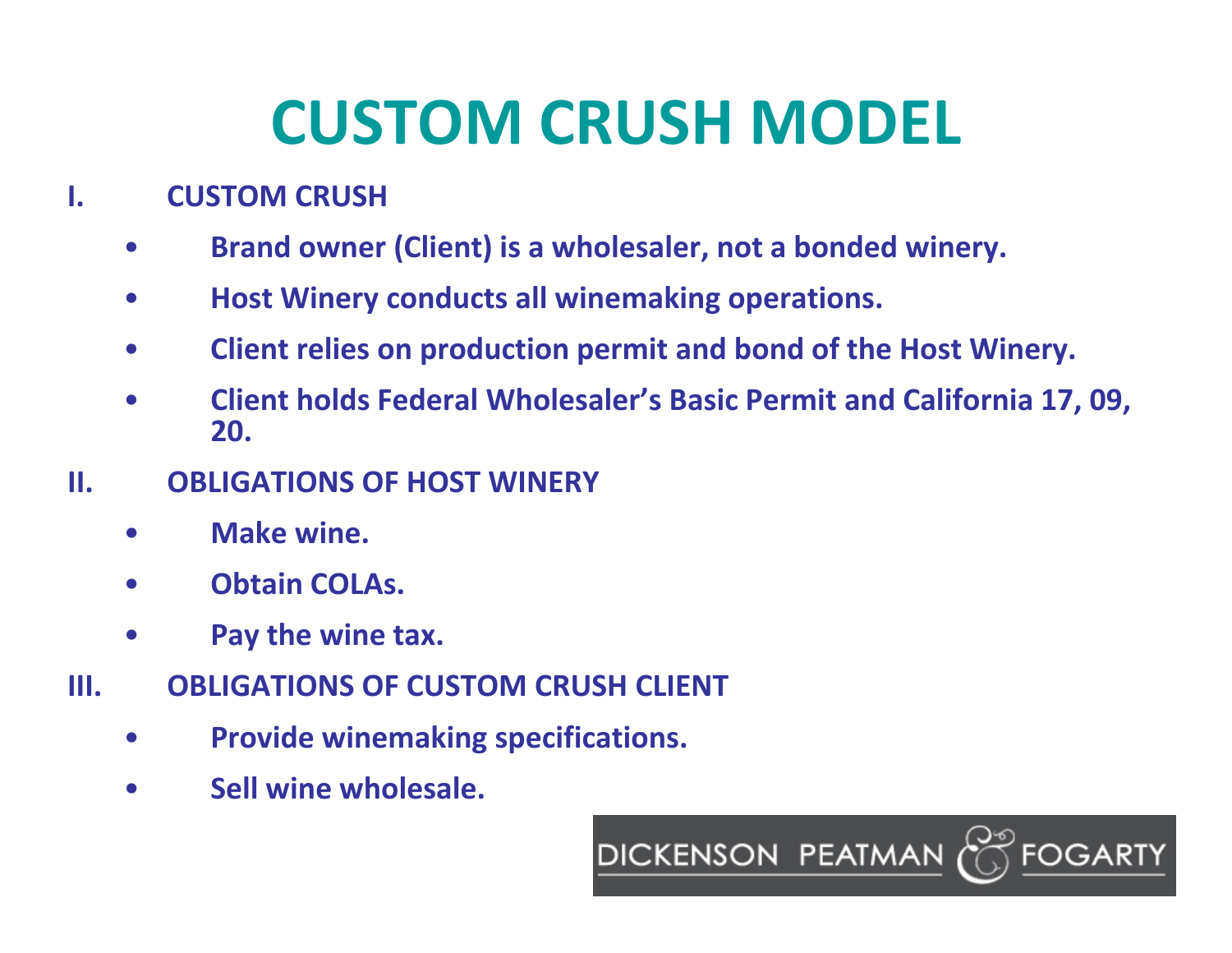# CUSTOM CRUSH MODEL

I. **CUSTOM CRUSH**

- **Brand owner (Client) is a wholesaler, not a bonded winery.**
- **Host Winery conducts all winemaking operations.**
- **Client relies on production permit and bond of the Host Winery.**
- **Client holds Federal Wholesaler's Basic Permit and California 17, 09, 20.**

II. **OBLIGATIONS OF HOST WINERY**

- **Make wine.**
- **Obtain COLAs.**
- **Pay the wine tax.**

III. **OBLIGATIONS OF CUSTOM CRUSH CLIENT**

- **Provide winemaking specifications.**
- **Sell wine wholesale.**

DICKENSON PEATMAN & FOGARTY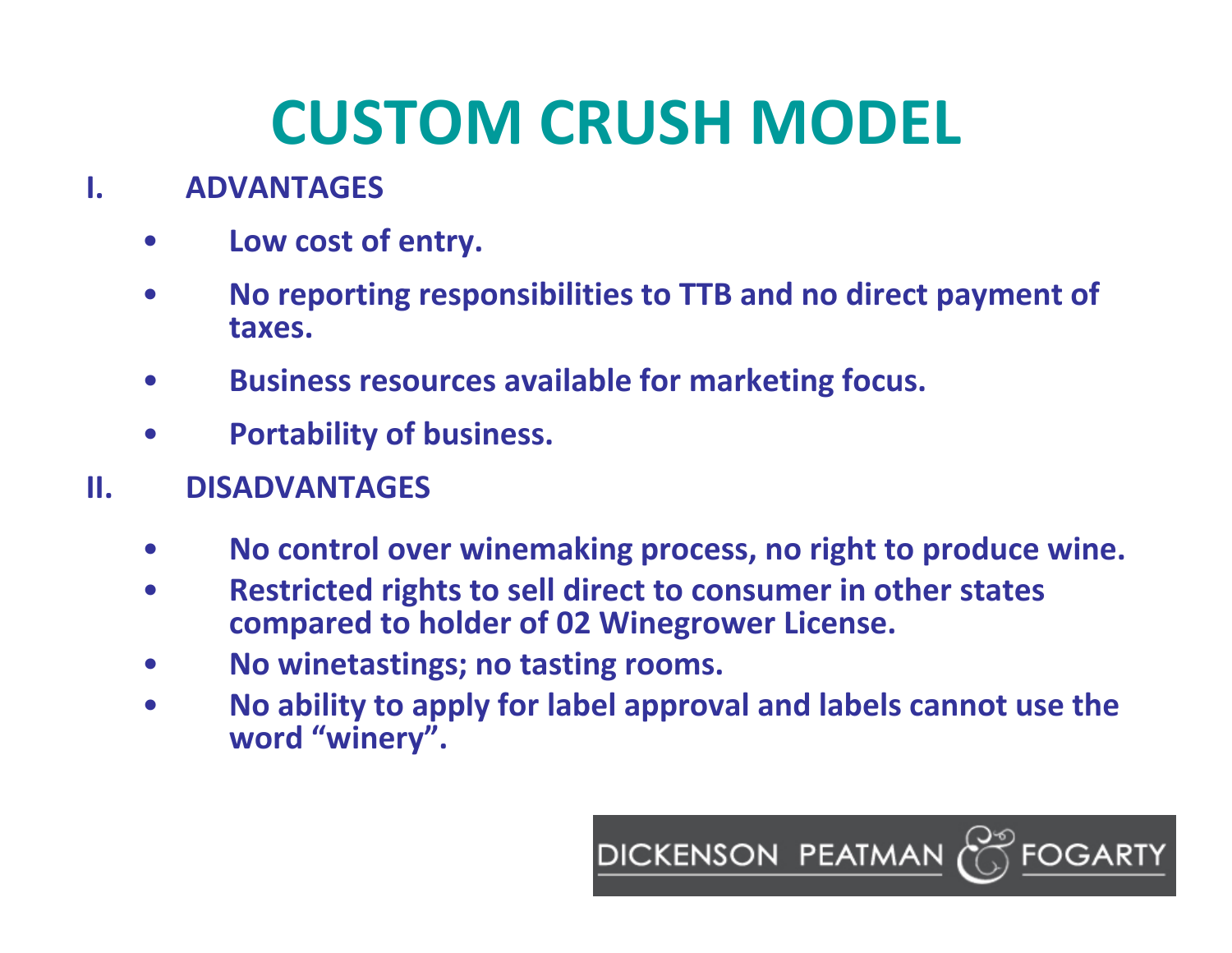# CUSTOM CRUSH MODEL

**I. ADVANTAGES**

- **Low cost of entry.**
- **No reporting responsibilities to TTB and no direct payment of taxes.**
- **Business resources available for marketing focus.**
- **Portability of business.**

**II. DISADVANTAGES**

- **No control over winemaking process, no right to produce wine.**
- **Restricted rights to sell direct to consumer in other states compared to holder of 02 Winegrower License.**
- **No winetastings; no tasting rooms.**
- **No ability to apply for label approval and labels cannot use the word "winery".**

DICKENSON PEATMAN & FOGARTY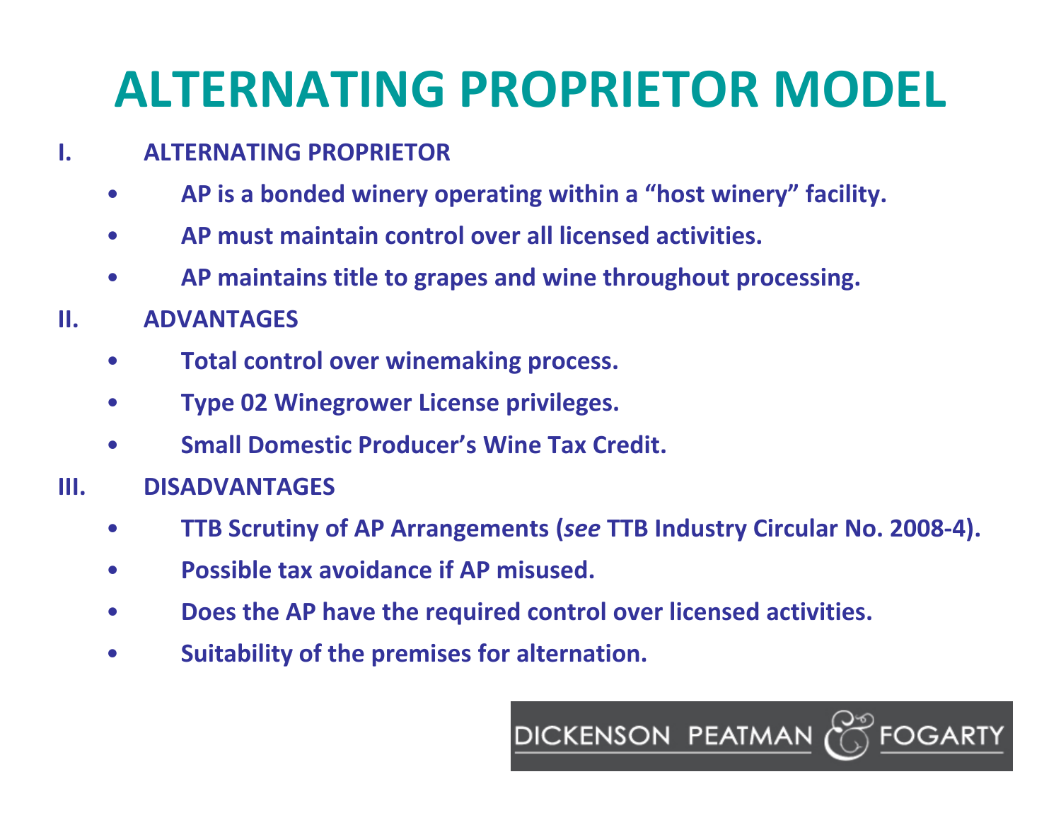# ALTERNATING PROPRIETOR MODEL

**I. ALTERNATING PROPRIETOR**

- **AP is a bonded winery operating within a "host winery" facility.**
- **AP must maintain control over all licensed activities.**
- **AP maintains title to grapes and wine throughout processing.**

**II. ADVANTAGES**

- **Total control over winemaking process.**
- **Type 02 Winegrower License privileges.**
- **Small Domestic Producer's Wine Tax Credit.**

**III. DISADVANTAGES**

- **TTB Scrutiny of AP Arrangements (*see* TTB Industry Circular No. 2008-4).**
- **Possible tax avoidance if AP misused.**
- **Does the AP have the required control over licensed activities.**
- **Suitability of the premises for alternation.**

DICKENSON PEATMAN & FOGARTY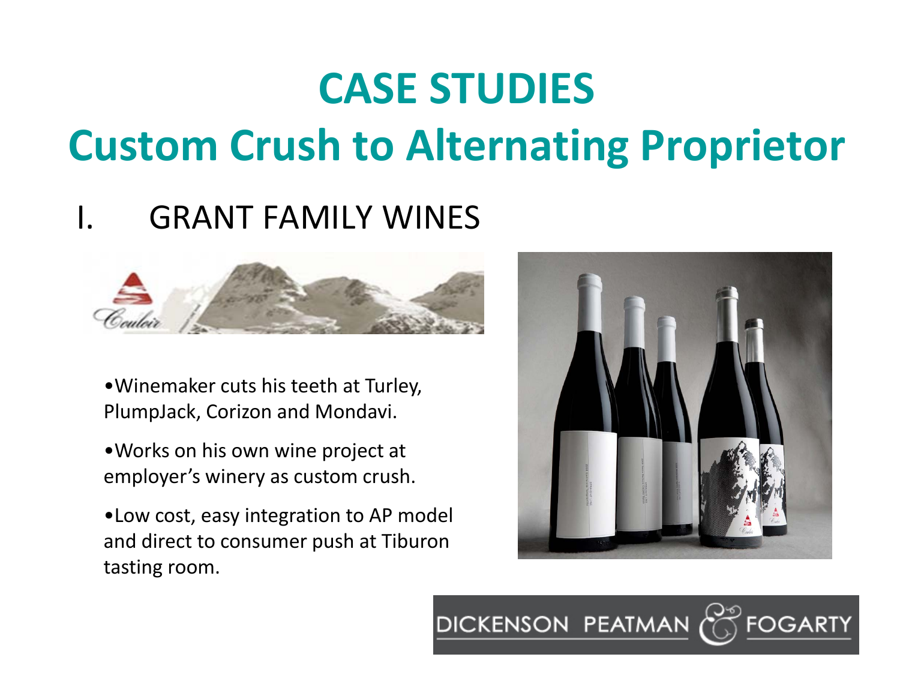# CASE STUDIES

## Custom Crush to Alternating Proprietor

### I. GRANT FAMILY WINES

- Winemaker cuts his teeth at Turley, PlumpJack, Corizon and Mondavi.
- Works on his own wine project at employer's winery as custom crush.
- Low cost, easy integration to AP model and direct to consumer push at Tiburon tasting room.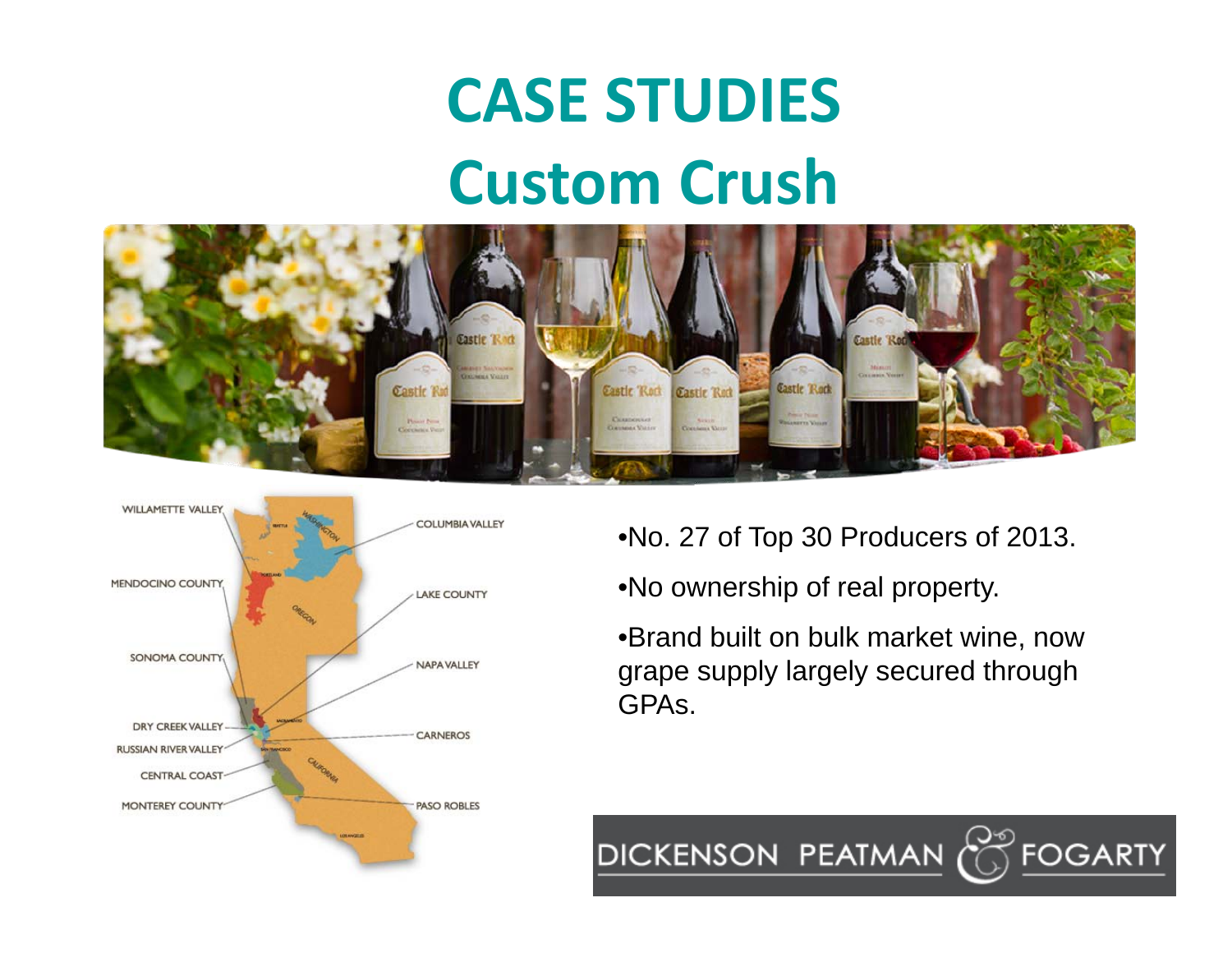# CASE STUDIES
# Custom Crush

- No. 27 of Top 30 Producers of 2013.
- No ownership of real property.
- Brand built on bulk market wine, now grape supply largely secured through GPAs.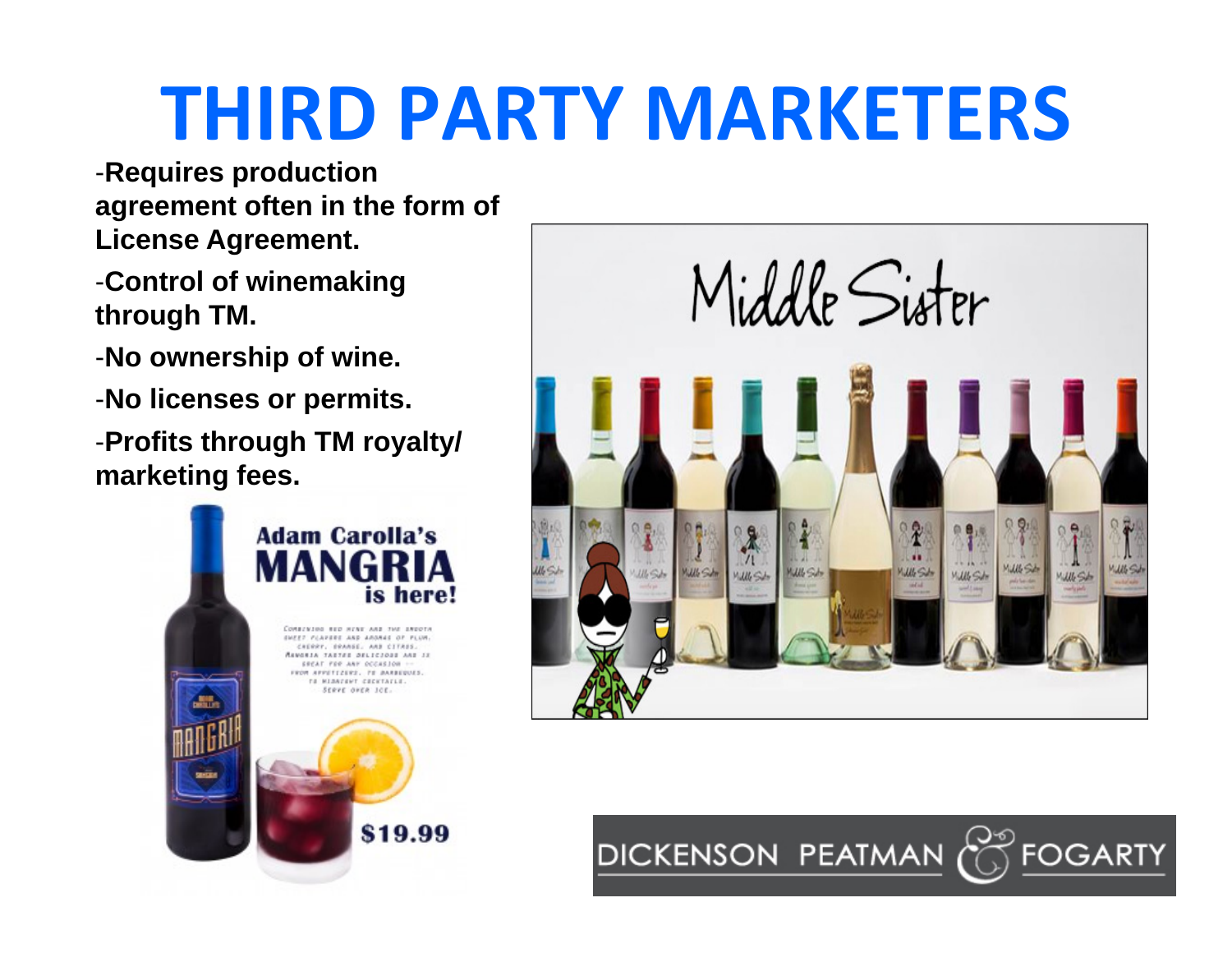# THIRD PARTY MARKETERS

- **Requires production agreement often in the form of License Agreement.**
- **Control of winemaking through TM.**
- **No ownership of wine.**
- **No licenses or permits.**
- **Profits through TM royalty/ marketing fees.**